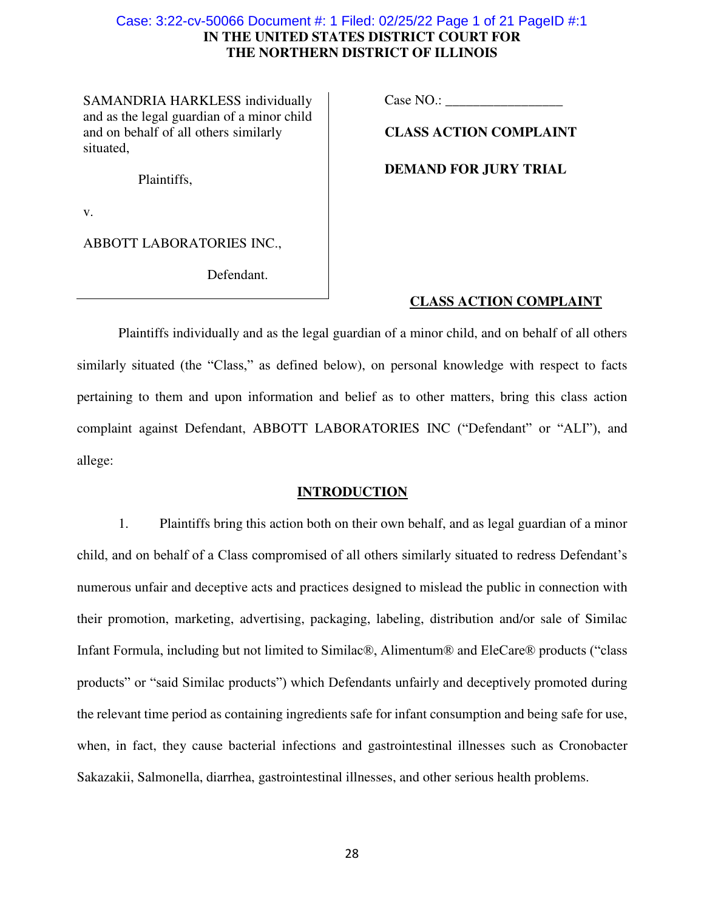**IN THE UNITED STATES DISTRICT COURT FOR THE NORTHERN DISTRICT OF ILLINOIS**

| | |
|---|---|
| SAMANDRIA HARKLESS individually and as the legal guardian of a minor child and on behalf of all others similarly situated, | Case NO.: _________________ |
| Plaintiffs, | **CLASS ACTION COMPLAINT** |
| v. | **DEMAND FOR JURY TRIAL** |
| ABBOTT LABORATORIES INC., | |
| Defendant. | |

## CLASS ACTION COMPLAINT

Plaintiffs individually and as the legal guardian of a minor child, and on behalf of all others similarly situated (the "Class," as defined below), on personal knowledge with respect to facts pertaining to them and upon information and belief as to other matters, bring this class action complaint against Defendant, ABBOTT LABORATORIES INC ("Defendant" or "ALI"), and allege:

## INTRODUCTION

1. Plaintiffs bring this action both on their own behalf, and as legal guardian of a minor child, and on behalf of a Class compromised of all others similarly situated to redress Defendant's numerous unfair and deceptive acts and practices designed to mislead the public in connection with their promotion, marketing, advertising, packaging, labeling, distribution and/or sale of Similac Infant Formula, including but not limited to Similac®, Alimentum® and EleCare® products ("class products" or "said Similac products") which Defendants unfairly and deceptively promoted during the relevant time period as containing ingredients safe for infant consumption and being safe for use, when, in fact, they cause bacterial infections and gastrointestinal illnesses such as Cronobacter Sakazakii, Salmonella, diarrhea, gastrointestinal illnesses, and other serious health problems.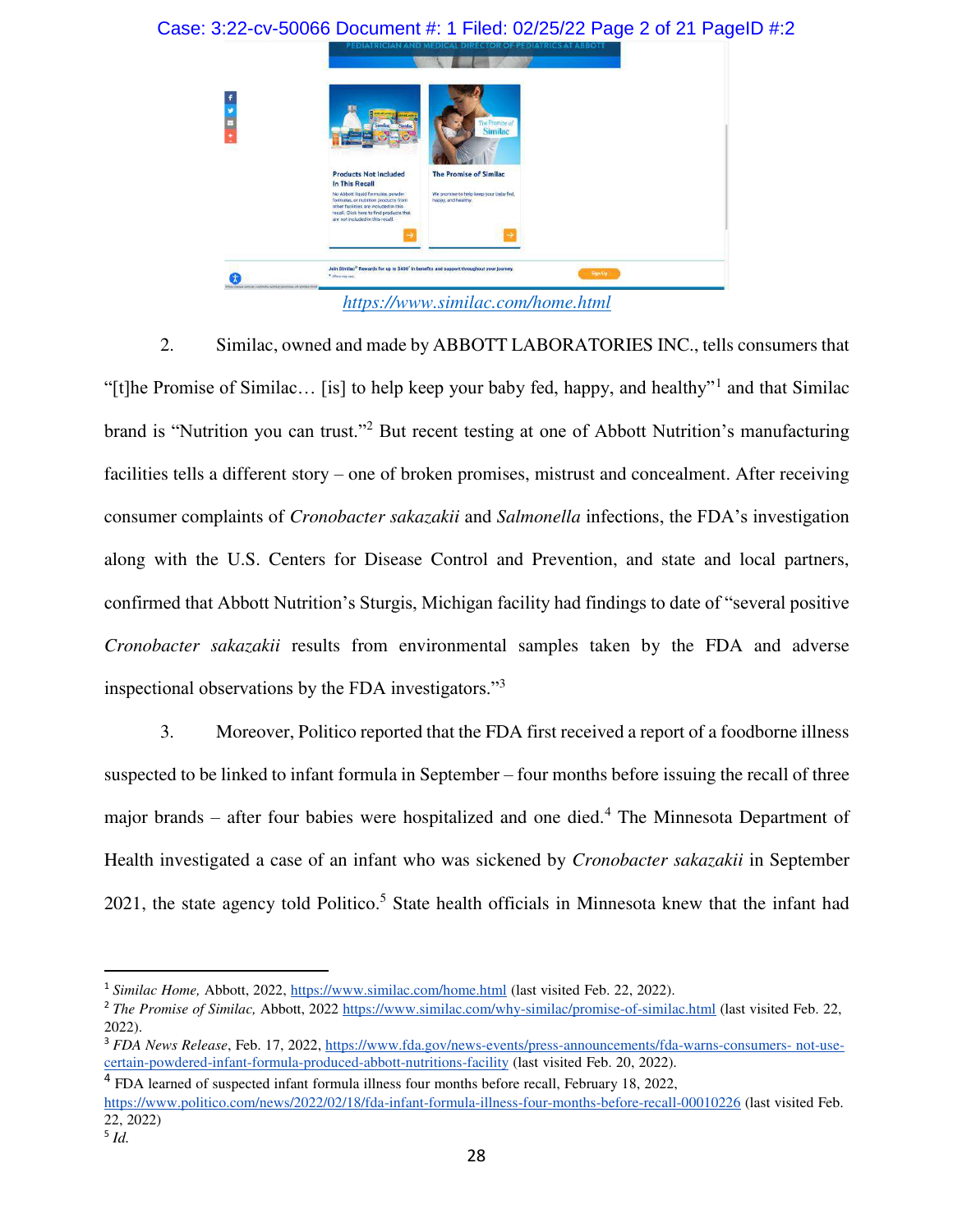https://www.similac.com/home.html

2. Similac, owned and made by ABBOTT LABORATORIES INC., tells consumers that "[t]he Promise of Similac… [is] to help keep your baby fed, happy, and healthy"[1] and that Similac brand is "Nutrition you can trust."[2] But recent testing at one of Abbott Nutrition's manufacturing facilities tells a different story – one of broken promises, mistrust and concealment. After receiving consumer complaints of *Cronobacter sakazakii* and *Salmonella* infections, the FDA's investigation along with the U.S. Centers for Disease Control and Prevention, and state and local partners, confirmed that Abbott Nutrition's Sturgis, Michigan facility had findings to date of "several positive *Cronobacter sakazakii* results from environmental samples taken by the FDA and adverse inspectional observations by the FDA investigators."[3]

3. Moreover, Politico reported that the FDA first received a report of a foodborne illness suspected to be linked to infant formula in September – four months before issuing the recall of three major brands – after four babies were hospitalized and one died.[4] The Minnesota Department of Health investigated a case of an infant who was sickened by *Cronobacter sakazakii* in September 2021, the state agency told Politico.[5] State health officials in Minnesota knew that the infant had

---

[1] *Similac Home,* Abbott, 2022, https://www.similac.com/home.html (last visited Feb. 22, 2022).

[2] *The Promise of Similac,* Abbott, 2022 https://www.similac.com/why-similac/promise-of-similac.html (last visited Feb. 22, 2022).

[3] *FDA News Release*, Feb. 17, 2022, https://www.fda.gov/news-events/press-announcements/fda-warns-consumers- not-use-certain-powdered-infant-formula-produced-abbott-nutritions-facility (last visited Feb. 20, 2022).

[4] FDA learned of suspected infant formula illness four months before recall, February 18, 2022, https://www.politico.com/news/2022/02/18/fda-infant-formula-illness-four-months-before-recall-00010226 (last visited Feb. 22, 2022)

[5] *Id.*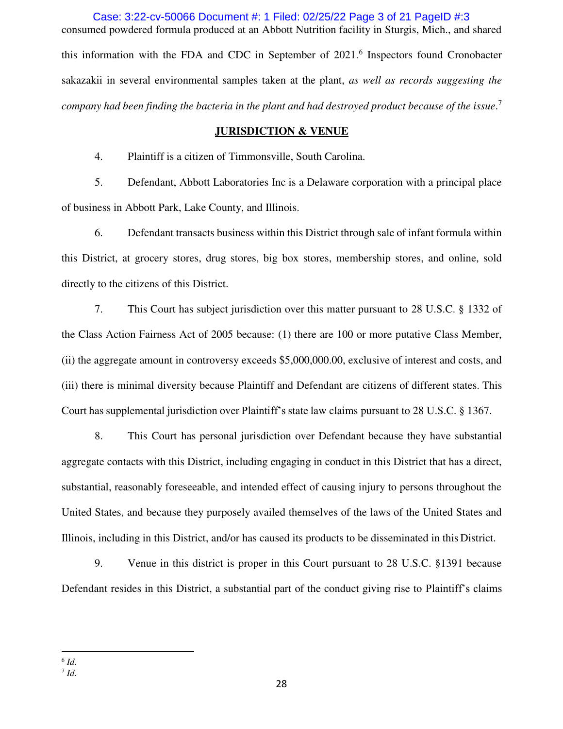consumed powdered formula produced at an Abbott Nutrition facility in Sturgis, Mich., and shared this information with the FDA and CDC in September of 2021.[6] Inspectors found Cronobacter sakazakii in several environmental samples taken at the plant, *as well as records suggesting the company had been finding the bacteria in the plant and had destroyed product because of the issue*.[7]

## **JURISDICTION & VENUE**

4. Plaintiff is a citizen of Timmonsville, South Carolina.

5. Defendant, Abbott Laboratories Inc is a Delaware corporation with a principal place of business in Abbott Park, Lake County, and Illinois.

6. Defendant transacts business within this District through sale of infant formula within this District, at grocery stores, drug stores, big box stores, membership stores, and online, sold directly to the citizens of this District.

7. This Court has subject jurisdiction over this matter pursuant to 28 U.S.C. § 1332 of the Class Action Fairness Act of 2005 because: (1) there are 100 or more putative Class Member, (ii) the aggregate amount in controversy exceeds $5,000,000.00, exclusive of interest and costs, and (iii) there is minimal diversity because Plaintiff and Defendant are citizens of different states. This Court has supplemental jurisdiction over Plaintiff's state law claims pursuant to 28 U.S.C. § 1367.

8. This Court has personal jurisdiction over Defendant because they have substantial aggregate contacts with this District, including engaging in conduct in this District that has a direct, substantial, reasonably foreseeable, and intended effect of causing injury to persons throughout the United States, and because they purposely availed themselves of the laws of the United States and Illinois, including in this District, and/or has caused its products to be disseminated in this District.

9. Venue in this district is proper in this Court pursuant to 28 U.S.C. §1391 because Defendant resides in this District, a substantial part of the conduct giving rise to Plaintiff's claims

---

[6] *Id*.

[7] *Id*.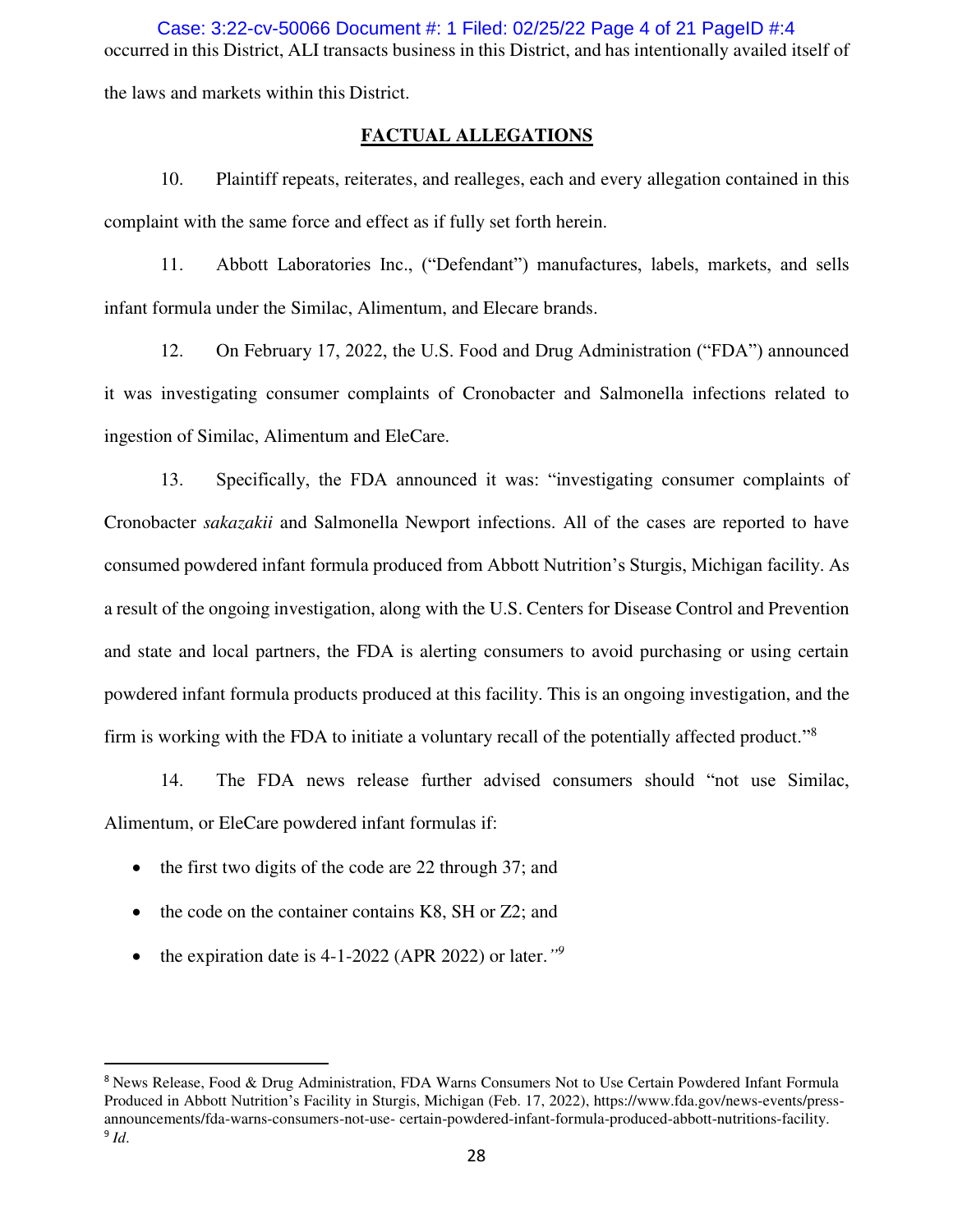occurred in this District, ALI transacts business in this District, and has intentionally availed itself of the laws and markets within this District.

## FACTUAL ALLEGATIONS

10. Plaintiff repeats, reiterates, and realleges, each and every allegation contained in this complaint with the same force and effect as if fully set forth herein.

11. Abbott Laboratories Inc., ("Defendant") manufactures, labels, markets, and sells infant formula under the Similac, Alimentum, and Elecare brands.

12. On February 17, 2022, the U.S. Food and Drug Administration ("FDA") announced it was investigating consumer complaints of Cronobacter and Salmonella infections related to ingestion of Similac, Alimentum and EleCare.

13. Specifically, the FDA announced it was: "investigating consumer complaints of Cronobacter *sakazakii* and Salmonella Newport infections. All of the cases are reported to have consumed powdered infant formula produced from Abbott Nutrition's Sturgis, Michigan facility. As a result of the ongoing investigation, along with the U.S. Centers for Disease Control and Prevention and state and local partners, the FDA is alerting consumers to avoid purchasing or using certain powdered infant formula products produced at this facility. This is an ongoing investigation, and the firm is working with the FDA to initiate a voluntary recall of the potentially affected product."[8]

14. The FDA news release further advised consumers should "not use Similac, Alimentum, or EleCare powdered infant formulas if:

- the first two digits of the code are 22 through 37; and
- the code on the container contains K8, SH or Z2; and
- the expiration date is 4-1-2022 (APR 2022) or later.*"*[9]

---

[8] News Release, Food & Drug Administration, FDA Warns Consumers Not to Use Certain Powdered Infant Formula Produced in Abbott Nutrition's Facility in Sturgis, Michigan (Feb. 17, 2022), https://www.fda.gov/news-events/press-announcements/fda-warns-consumers-not-use- certain-powdered-infant-formula-produced-abbott-nutritions-facility.

[9] *Id.*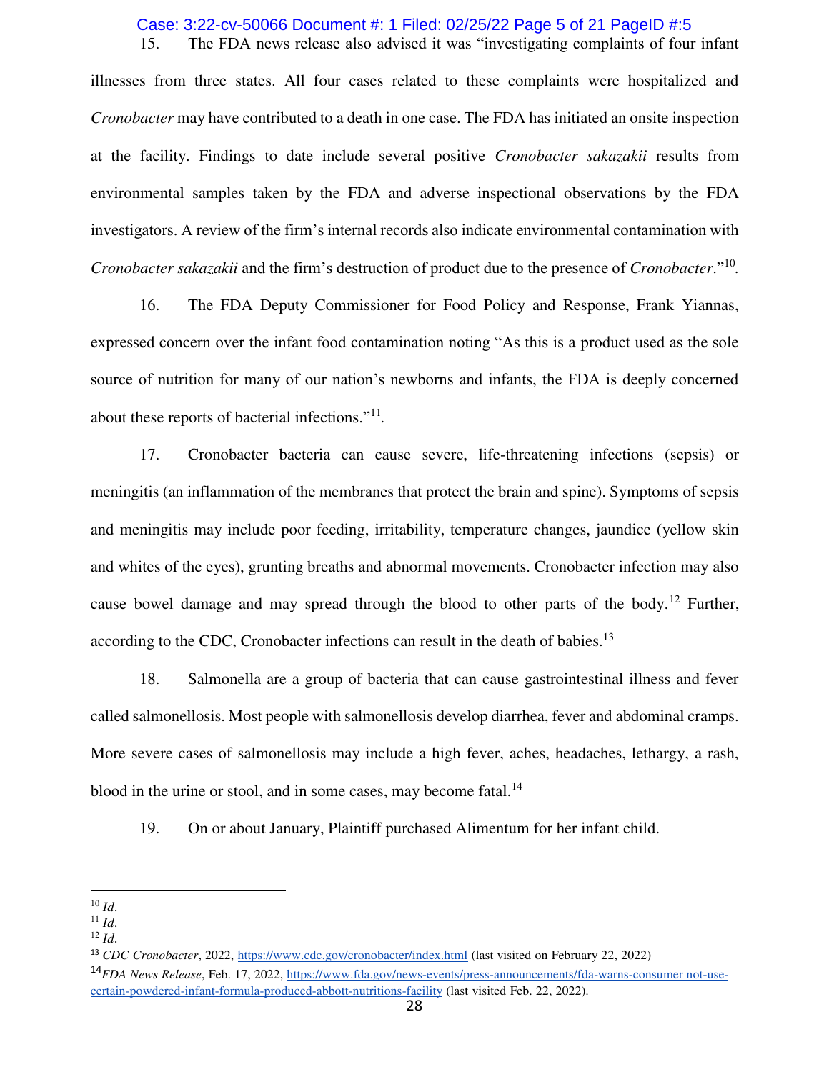15. The FDA news release also advised it was "investigating complaints of four infant illnesses from three states. All four cases related to these complaints were hospitalized and *Cronobacter* may have contributed to a death in one case. The FDA has initiated an onsite inspection at the facility. Findings to date include several positive *Cronobacter sakazakii* results from environmental samples taken by the FDA and adverse inspectional observations by the FDA investigators. A review of the firm's internal records also indicate environmental contamination with *Cronobacter sakazakii* and the firm's destruction of product due to the presence of *Cronobacter*."[10].

16. The FDA Deputy Commissioner for Food Policy and Response, Frank Yiannas, expressed concern over the infant food contamination noting "As this is a product used as the sole source of nutrition for many of our nation's newborns and infants, the FDA is deeply concerned about these reports of bacterial infections."[11].

17. Cronobacter bacteria can cause severe, life-threatening infections (sepsis) or meningitis (an inflammation of the membranes that protect the brain and spine). Symptoms of sepsis and meningitis may include poor feeding, irritability, temperature changes, jaundice (yellow skin and whites of the eyes), grunting breaths and abnormal movements. Cronobacter infection may also cause bowel damage and may spread through the blood to other parts of the body.[12] Further, according to the CDC, Cronobacter infections can result in the death of babies.[13]

18. Salmonella are a group of bacteria that can cause gastrointestinal illness and fever called salmonellosis. Most people with salmonellosis develop diarrhea, fever and abdominal cramps. More severe cases of salmonellosis may include a high fever, aches, headaches, lethargy, a rash, blood in the urine or stool, and in some cases, may become fatal.[14]

19. On or about January, Plaintiff purchased Alimentum for her infant child.

---

[10] *Id*.

[11] *Id*.

[12] *Id*.

[13] *CDC Cronobacter*, 2022, https://www.cdc.gov/cronobacter/index.html (last visited on February 22, 2022)

[14] *FDA News Release*, Feb. 17, 2022, https://www.fda.gov/news-events/press-announcements/fda-warns-consumer not-use-certain-powdered-infant-formula-produced-abbott-nutritions-facility (last visited Feb. 22, 2022).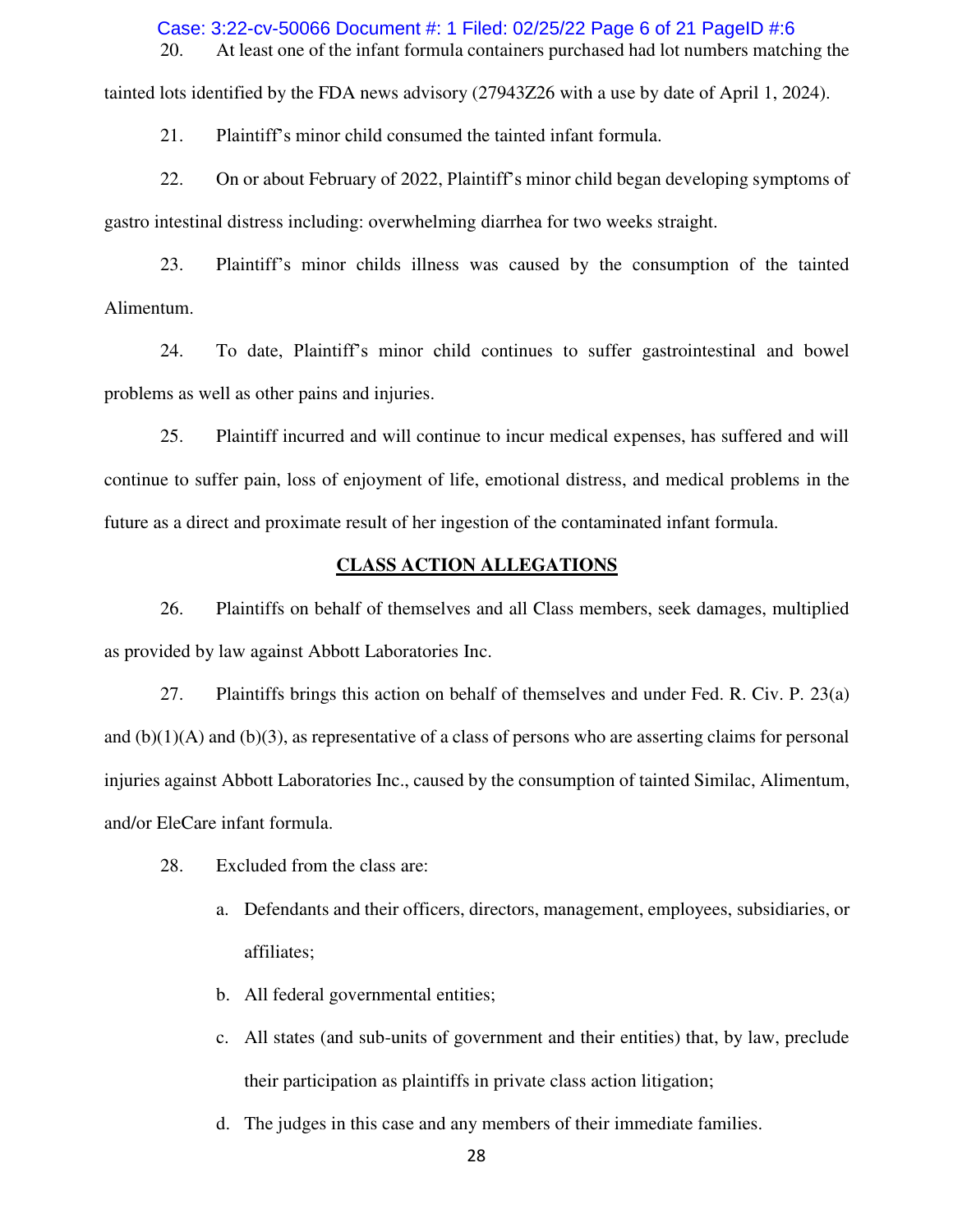20. At least one of the infant formula containers purchased had lot numbers matching the tainted lots identified by the FDA news advisory (27943Z26 with a use by date of April 1, 2024).

21. Plaintiff's minor child consumed the tainted infant formula.

22. On or about February of 2022, Plaintiff's minor child began developing symptoms of gastro intestinal distress including: overwhelming diarrhea for two weeks straight.

23. Plaintiff's minor childs illness was caused by the consumption of the tainted Alimentum.

24. To date, Plaintiff's minor child continues to suffer gastrointestinal and bowel problems as well as other pains and injuries.

25. Plaintiff incurred and will continue to incur medical expenses, has suffered and will continue to suffer pain, loss of enjoyment of life, emotional distress, and medical problems in the future as a direct and proximate result of her ingestion of the contaminated infant formula.

## CLASS ACTION ALLEGATIONS

26. Plaintiffs on behalf of themselves and all Class members, seek damages, multiplied as provided by law against Abbott Laboratories Inc.

27. Plaintiffs brings this action on behalf of themselves and under Fed. R. Civ. P. 23(a) and (b)(1)(A) and (b)(3), as representative of a class of persons who are asserting claims for personal injuries against Abbott Laboratories Inc., caused by the consumption of tainted Similac, Alimentum, and/or EleCare infant formula.

28. Excluded from the class are:

   a. Defendants and their officers, directors, management, employees, subsidiaries, or affiliates;

   b. All federal governmental entities;

   c. All states (and sub-units of government and their entities) that, by law, preclude their participation as plaintiffs in private class action litigation;

   d. The judges in this case and any members of their immediate families.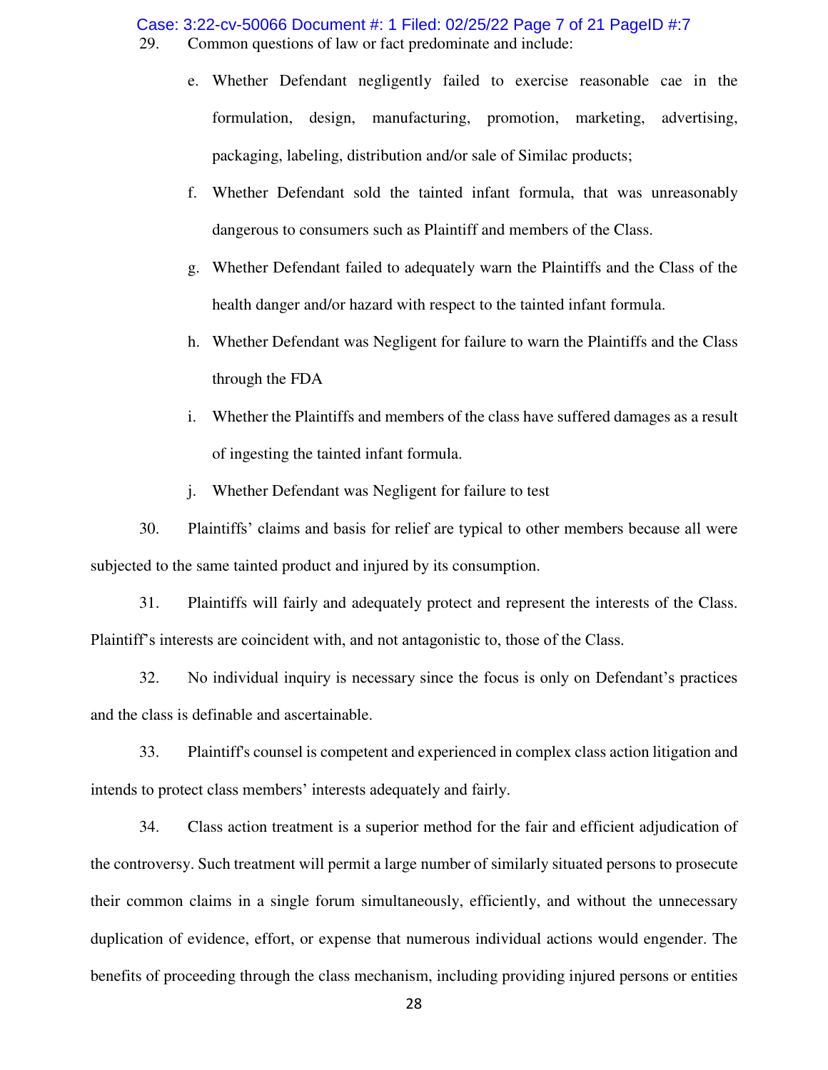29. Common questions of law or fact predominate and include:

e. Whether Defendant negligently failed to exercise reasonable cae in the formulation, design, manufacturing, promotion, marketing, advertising, packaging, labeling, distribution and/or sale of Similac products;

f. Whether Defendant sold the tainted infant formula, that was unreasonably dangerous to consumers such as Plaintiff and members of the Class.

g. Whether Defendant failed to adequately warn the Plaintiffs and the Class of the health danger and/or hazard with respect to the tainted infant formula.

h. Whether Defendant was Negligent for failure to warn the Plaintiffs and the Class through the FDA

i. Whether the Plaintiffs and members of the class have suffered damages as a result of ingesting the tainted infant formula.

j. Whether Defendant was Negligent for failure to test

30. Plaintiffs' claims and basis for relief are typical to other members because all were subjected to the same tainted product and injured by its consumption.

31. Plaintiffs will fairly and adequately protect and represent the interests of the Class. Plaintiff's interests are coincident with, and not antagonistic to, those of the Class.

32. No individual inquiry is necessary since the focus is only on Defendant's practices and the class is definable and ascertainable.

33. Plaintiff's counsel is competent and experienced in complex class action litigation and intends to protect class members' interests adequately and fairly.

34. Class action treatment is a superior method for the fair and efficient adjudication of the controversy. Such treatment will permit a large number of similarly situated persons to prosecute their common claims in a single forum simultaneously, efficiently, and without the unnecessary duplication of evidence, effort, or expense that numerous individual actions would engender. The benefits of proceeding through the class mechanism, including providing injured persons or entities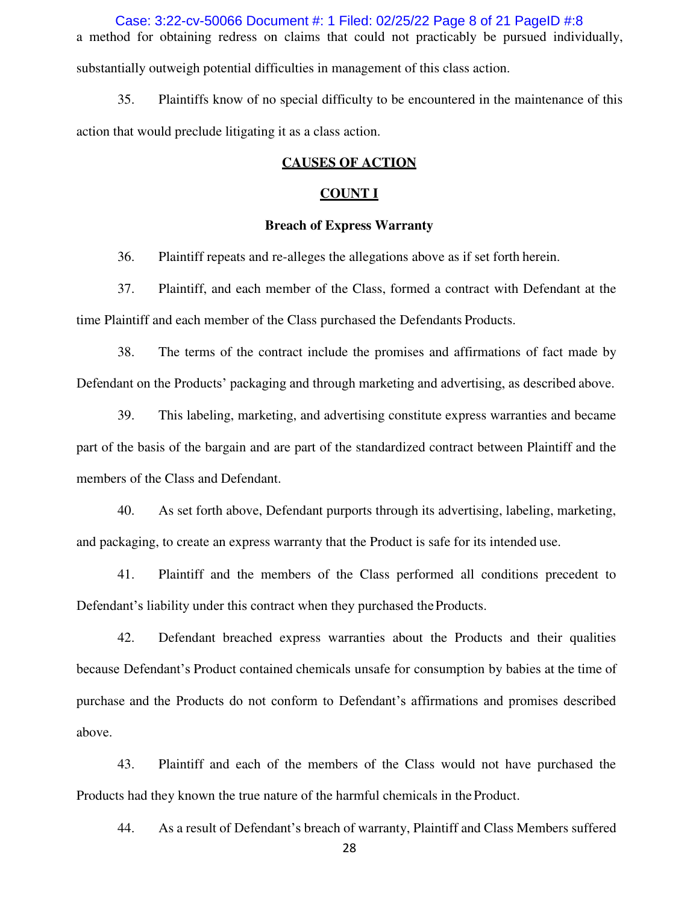a method for obtaining redress on claims that could not practicably be pursued individually, substantially outweigh potential difficulties in management of this class action.

35. Plaintiffs know of no special difficulty to be encountered in the maintenance of this action that would preclude litigating it as a class action.

## CAUSES OF ACTION

## COUNT I

### Breach of Express Warranty

36. Plaintiff repeats and re-alleges the allegations above as if set forth herein.

37. Plaintiff, and each member of the Class, formed a contract with Defendant at the time Plaintiff and each member of the Class purchased the Defendants Products.

38. The terms of the contract include the promises and affirmations of fact made by Defendant on the Products' packaging and through marketing and advertising, as described above.

39. This labeling, marketing, and advertising constitute express warranties and became part of the basis of the bargain and are part of the standardized contract between Plaintiff and the members of the Class and Defendant.

40. As set forth above, Defendant purports through its advertising, labeling, marketing, and packaging, to create an express warranty that the Product is safe for its intended use.

41. Plaintiff and the members of the Class performed all conditions precedent to Defendant's liability under this contract when they purchased the Products.

42. Defendant breached express warranties about the Products and their qualities because Defendant's Product contained chemicals unsafe for consumption by babies at the time of purchase and the Products do not conform to Defendant's affirmations and promises described above.

43. Plaintiff and each of the members of the Class would not have purchased the Products had they known the true nature of the harmful chemicals in the Product.

44. As a result of Defendant's breach of warranty, Plaintiff and Class Members suffered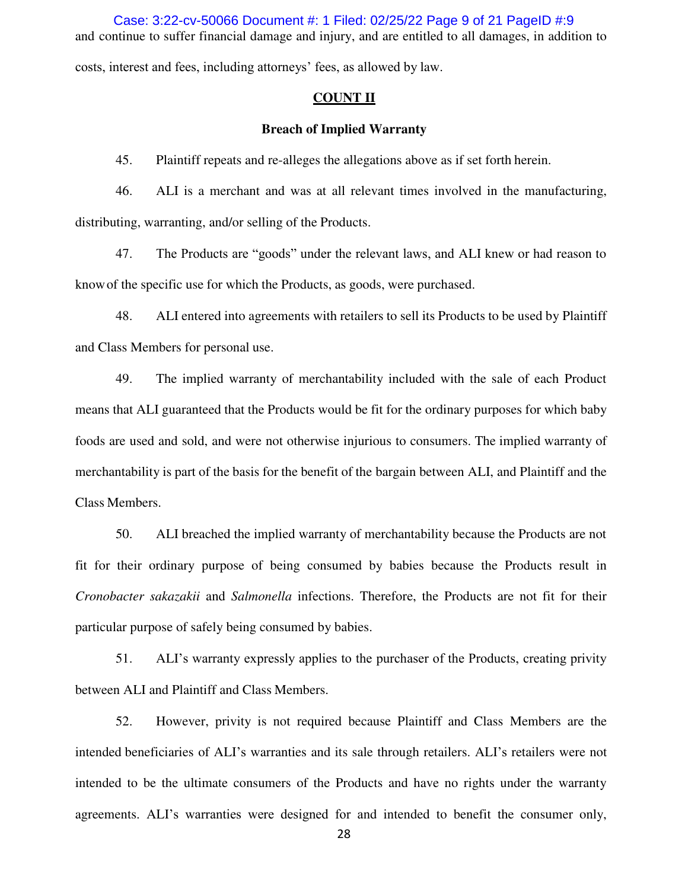and continue to suffer financial damage and injury, and are entitled to all damages, in addition to costs, interest and fees, including attorneys' fees, as allowed by law.

## COUNT II

### Breach of Implied Warranty

45. Plaintiff repeats and re-alleges the allegations above as if set forth herein.

46. ALI is a merchant and was at all relevant times involved in the manufacturing, distributing, warranting, and/or selling of the Products.

47. The Products are "goods" under the relevant laws, and ALI knew or had reason to know of the specific use for which the Products, as goods, were purchased.

48. ALI entered into agreements with retailers to sell its Products to be used by Plaintiff and Class Members for personal use.

49. The implied warranty of merchantability included with the sale of each Product means that ALI guaranteed that the Products would be fit for the ordinary purposes for which baby foods are used and sold, and were not otherwise injurious to consumers. The implied warranty of merchantability is part of the basis for the benefit of the bargain between ALI, and Plaintiff and the Class Members.

50. ALI breached the implied warranty of merchantability because the Products are not fit for their ordinary purpose of being consumed by babies because the Products result in *Cronobacter sakazakii* and *Salmonella* infections. Therefore, the Products are not fit for their particular purpose of safely being consumed by babies.

51. ALI's warranty expressly applies to the purchaser of the Products, creating privity between ALI and Plaintiff and Class Members.

52. However, privity is not required because Plaintiff and Class Members are the intended beneficiaries of ALI's warranties and its sale through retailers. ALI's retailers were not intended to be the ultimate consumers of the Products and have no rights under the warranty agreements. ALI's warranties were designed for and intended to benefit the consumer only,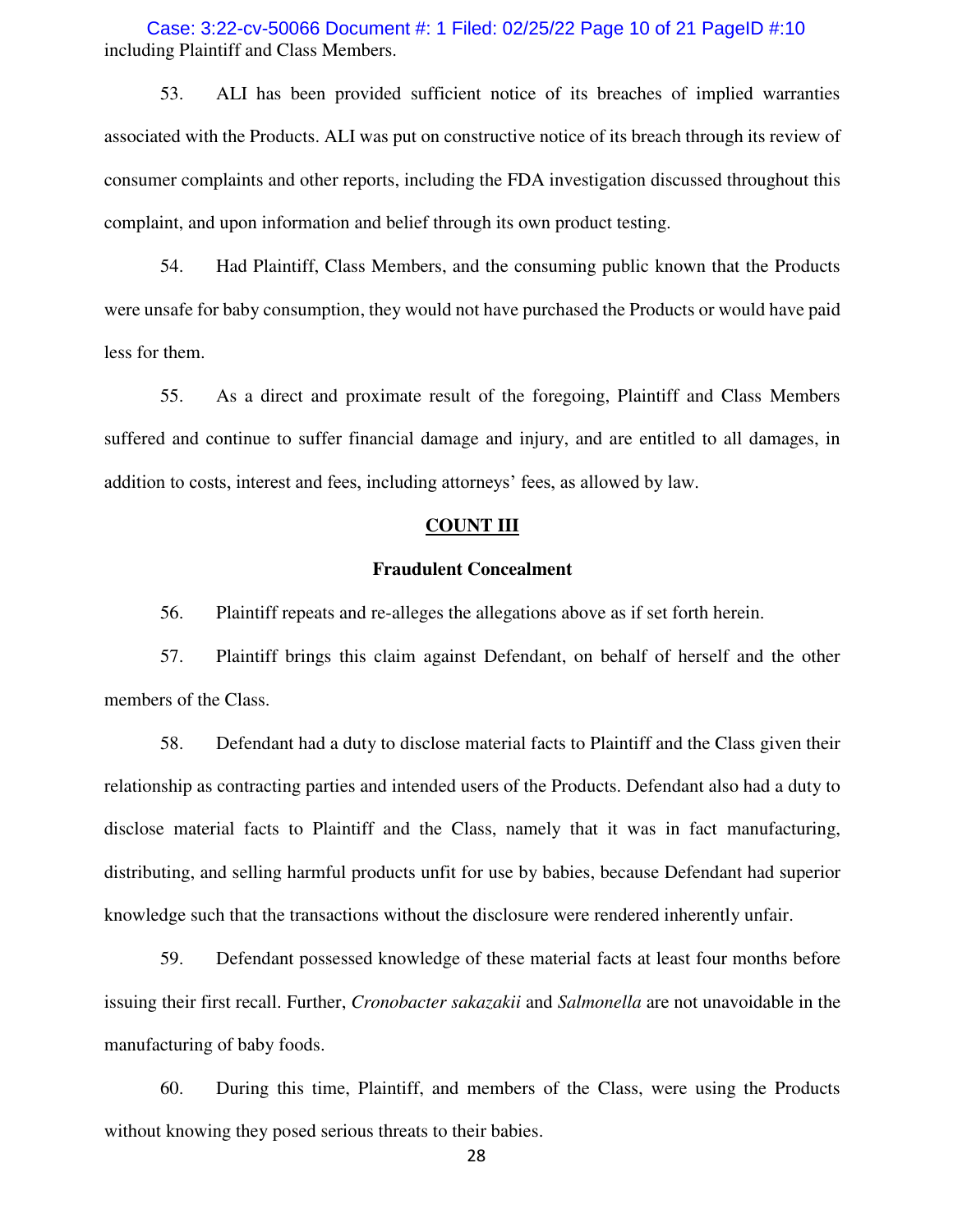including Plaintiff and Class Members.

53. ALI has been provided sufficient notice of its breaches of implied warranties associated with the Products. ALI was put on constructive notice of its breach through its review of consumer complaints and other reports, including the FDA investigation discussed throughout this complaint, and upon information and belief through its own product testing.

54. Had Plaintiff, Class Members, and the consuming public known that the Products were unsafe for baby consumption, they would not have purchased the Products or would have paid less for them.

55. As a direct and proximate result of the foregoing, Plaintiff and Class Members suffered and continue to suffer financial damage and injury, and are entitled to all damages, in addition to costs, interest and fees, including attorneys' fees, as allowed by law.

## COUNT III

### Fraudulent Concealment

56. Plaintiff repeats and re-alleges the allegations above as if set forth herein.

57. Plaintiff brings this claim against Defendant, on behalf of herself and the other members of the Class.

58. Defendant had a duty to disclose material facts to Plaintiff and the Class given their relationship as contracting parties and intended users of the Products. Defendant also had a duty to disclose material facts to Plaintiff and the Class, namely that it was in fact manufacturing, distributing, and selling harmful products unfit for use by babies, because Defendant had superior knowledge such that the transactions without the disclosure were rendered inherently unfair.

59. Defendant possessed knowledge of these material facts at least four months before issuing their first recall. Further, *Cronobacter sakazakii* and *Salmonella* are not unavoidable in the manufacturing of baby foods.

60. During this time, Plaintiff, and members of the Class, were using the Products without knowing they posed serious threats to their babies.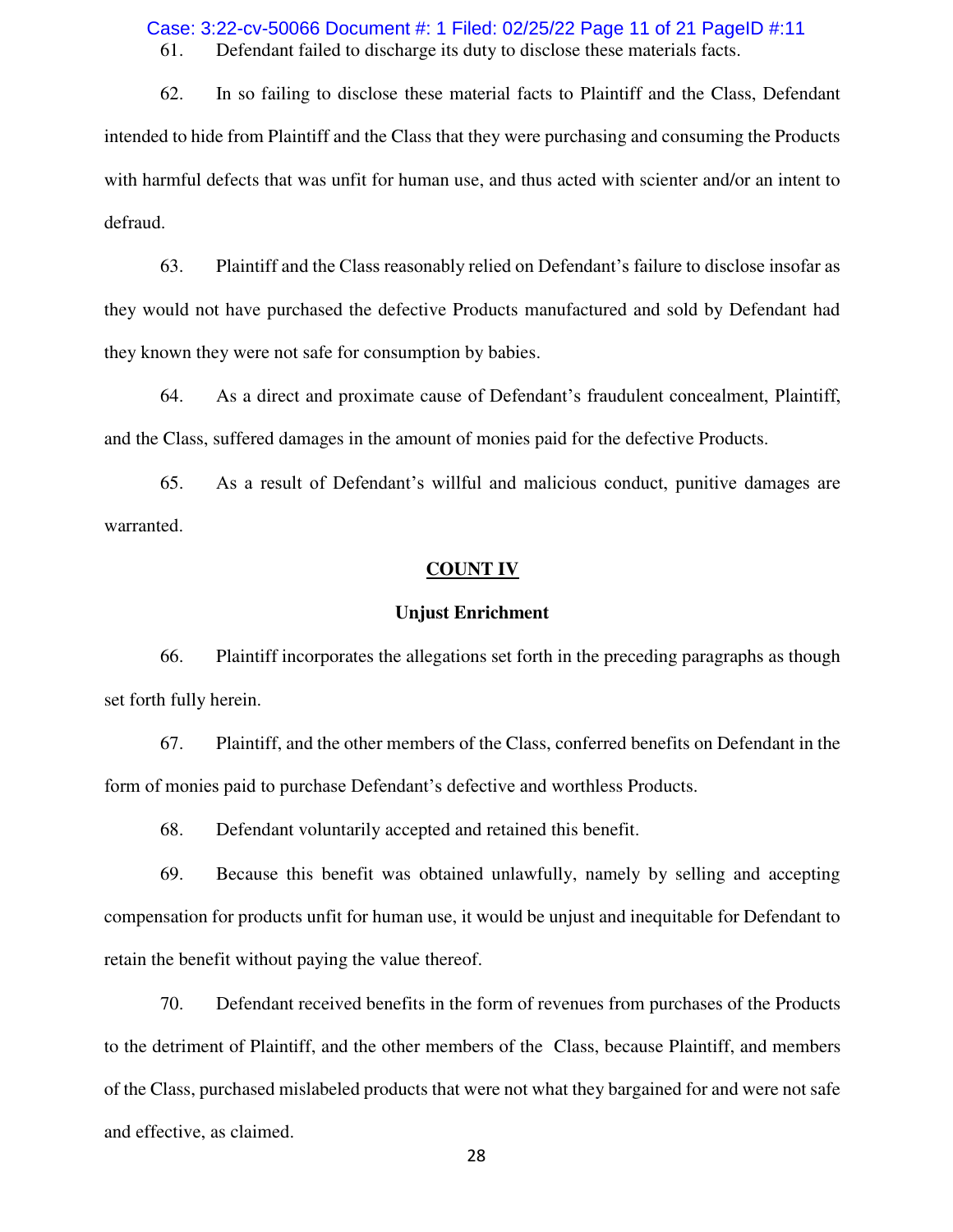61. Defendant failed to discharge its duty to disclose these materials facts.

62. In so failing to disclose these material facts to Plaintiff and the Class, Defendant intended to hide from Plaintiff and the Class that they were purchasing and consuming the Products with harmful defects that was unfit for human use, and thus acted with scienter and/or an intent to defraud.

63. Plaintiff and the Class reasonably relied on Defendant's failure to disclose insofar as they would not have purchased the defective Products manufactured and sold by Defendant had they known they were not safe for consumption by babies.

64. As a direct and proximate cause of Defendant's fraudulent concealment, Plaintiff, and the Class, suffered damages in the amount of monies paid for the defective Products.

65. As a result of Defendant's willful and malicious conduct, punitive damages are warranted.

## COUNT IV

### Unjust Enrichment

66. Plaintiff incorporates the allegations set forth in the preceding paragraphs as though set forth fully herein.

67. Plaintiff, and the other members of the Class, conferred benefits on Defendant in the form of monies paid to purchase Defendant's defective and worthless Products.

68. Defendant voluntarily accepted and retained this benefit.

69. Because this benefit was obtained unlawfully, namely by selling and accepting compensation for products unfit for human use, it would be unjust and inequitable for Defendant to retain the benefit without paying the value thereof.

70. Defendant received benefits in the form of revenues from purchases of the Products to the detriment of Plaintiff, and the other members of the Class, because Plaintiff, and members of the Class, purchased mislabeled products that were not what they bargained for and were not safe and effective, as claimed.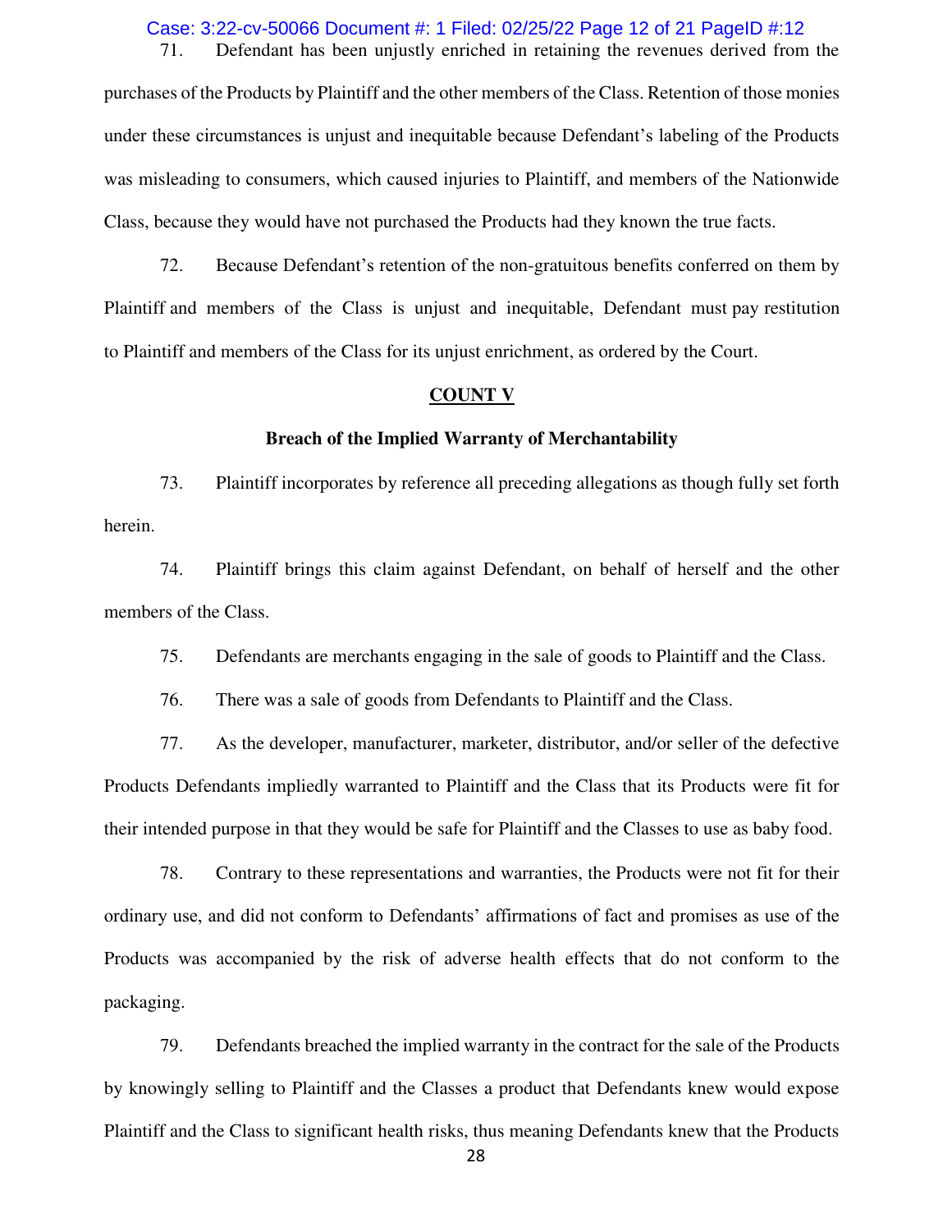71. Defendant has been unjustly enriched in retaining the revenues derived from the purchases of the Products by Plaintiff and the other members of the Class. Retention of those monies under these circumstances is unjust and inequitable because Defendant's labeling of the Products was misleading to consumers, which caused injuries to Plaintiff, and members of the Nationwide Class, because they would have not purchased the Products had they known the true facts.

72. Because Defendant's retention of the non-gratuitous benefits conferred on them by Plaintiff and members of the Class is unjust and inequitable, Defendant must pay restitution to Plaintiff and members of the Class for its unjust enrichment, as ordered by the Court.

## COUNT V

### Breach of the Implied Warranty of Merchantability

73. Plaintiff incorporates by reference all preceding allegations as though fully set forth herein.

74. Plaintiff brings this claim against Defendant, on behalf of herself and the other members of the Class.

75. Defendants are merchants engaging in the sale of goods to Plaintiff and the Class.

76. There was a sale of goods from Defendants to Plaintiff and the Class.

77. As the developer, manufacturer, marketer, distributor, and/or seller of the defective Products Defendants impliedly warranted to Plaintiff and the Class that its Products were fit for their intended purpose in that they would be safe for Plaintiff and the Classes to use as baby food.

78. Contrary to these representations and warranties, the Products were not fit for their ordinary use, and did not conform to Defendants' affirmations of fact and promises as use of the Products was accompanied by the risk of adverse health effects that do not conform to the packaging.

79. Defendants breached the implied warranty in the contract for the sale of the Products by knowingly selling to Plaintiff and the Classes a product that Defendants knew would expose Plaintiff and the Class to significant health risks, thus meaning Defendants knew that the Products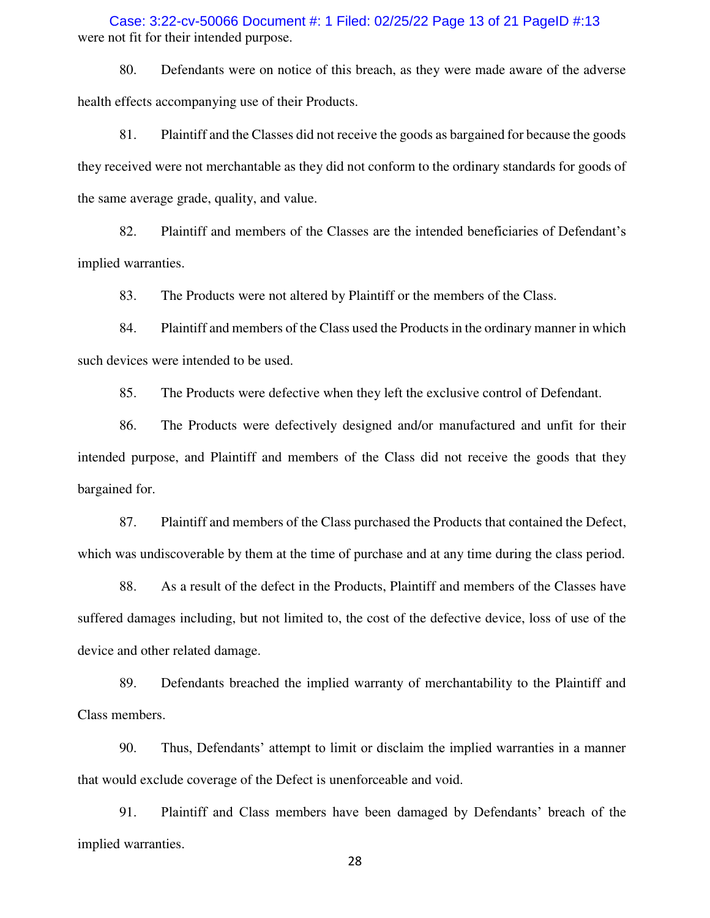were not fit for their intended purpose.

80. Defendants were on notice of this breach, as they were made aware of the adverse health effects accompanying use of their Products.

81. Plaintiff and the Classes did not receive the goods as bargained for because the goods they received were not merchantable as they did not conform to the ordinary standards for goods of the same average grade, quality, and value.

82. Plaintiff and members of the Classes are the intended beneficiaries of Defendant's implied warranties.

83. The Products were not altered by Plaintiff or the members of the Class.

84. Plaintiff and members of the Class used the Products in the ordinary manner in which such devices were intended to be used.

85. The Products were defective when they left the exclusive control of Defendant.

86. The Products were defectively designed and/or manufactured and unfit for their intended purpose, and Plaintiff and members of the Class did not receive the goods that they bargained for.

87. Plaintiff and members of the Class purchased the Products that contained the Defect, which was undiscoverable by them at the time of purchase and at any time during the class period.

88. As a result of the defect in the Products, Plaintiff and members of the Classes have suffered damages including, but not limited to, the cost of the defective device, loss of use of the device and other related damage.

89. Defendants breached the implied warranty of merchantability to the Plaintiff and Class members.

90. Thus, Defendants' attempt to limit or disclaim the implied warranties in a manner that would exclude coverage of the Defect is unenforceable and void.

91. Plaintiff and Class members have been damaged by Defendants' breach of the implied warranties.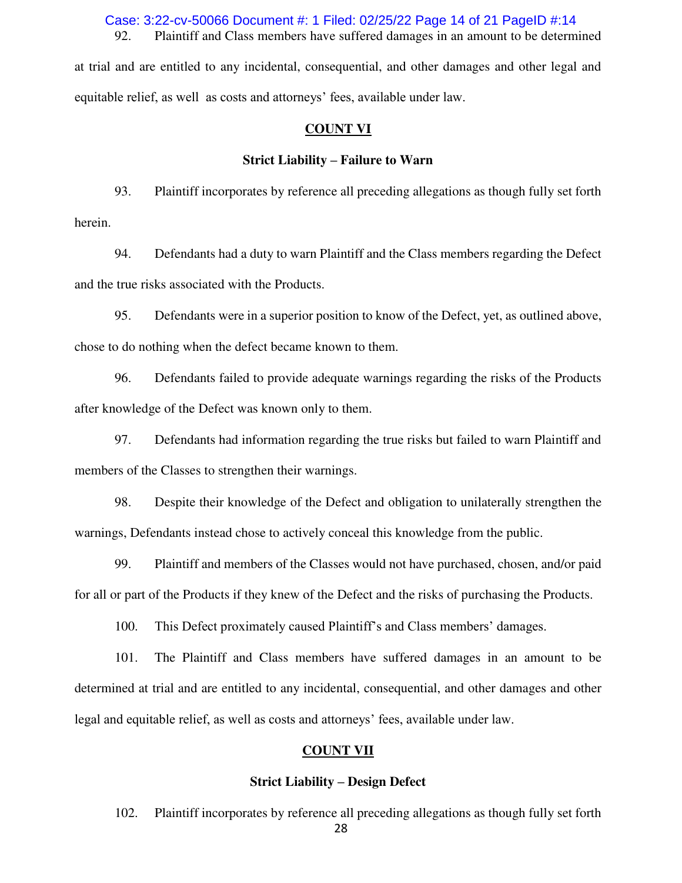92. Plaintiff and Class members have suffered damages in an amount to be determined at trial and are entitled to any incidental, consequential, and other damages and other legal and equitable relief, as well as costs and attorneys' fees, available under law.

## COUNT VI

### Strict Liability – Failure to Warn

93. Plaintiff incorporates by reference all preceding allegations as though fully set forth herein.

94. Defendants had a duty to warn Plaintiff and the Class members regarding the Defect and the true risks associated with the Products.

95. Defendants were in a superior position to know of the Defect, yet, as outlined above, chose to do nothing when the defect became known to them.

96. Defendants failed to provide adequate warnings regarding the risks of the Products after knowledge of the Defect was known only to them.

97. Defendants had information regarding the true risks but failed to warn Plaintiff and members of the Classes to strengthen their warnings.

98. Despite their knowledge of the Defect and obligation to unilaterally strengthen the warnings, Defendants instead chose to actively conceal this knowledge from the public.

99. Plaintiff and members of the Classes would not have purchased, chosen, and/or paid for all or part of the Products if they knew of the Defect and the risks of purchasing the Products.

100. This Defect proximately caused Plaintiff's and Class members' damages.

101. The Plaintiff and Class members have suffered damages in an amount to be determined at trial and are entitled to any incidental, consequential, and other damages and other legal and equitable relief, as well as costs and attorneys' fees, available under law.

## COUNT VII

### Strict Liability – Design Defect

102. Plaintiff incorporates by reference all preceding allegations as though fully set forth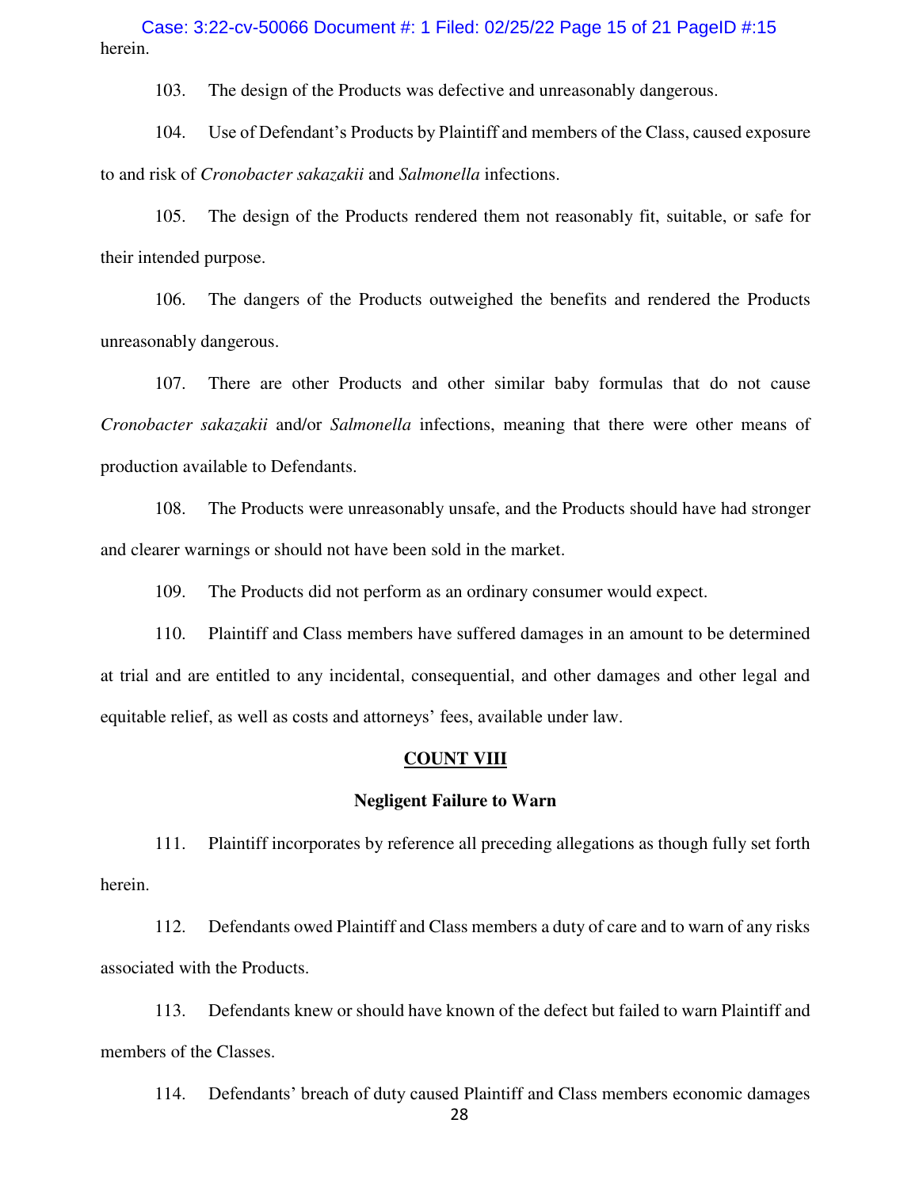herein.

103. The design of the Products was defective and unreasonably dangerous.

104. Use of Defendant's Products by Plaintiff and members of the Class, caused exposure to and risk of *Cronobacter sakazakii* and *Salmonella* infections.

105. The design of the Products rendered them not reasonably fit, suitable, or safe for their intended purpose.

106. The dangers of the Products outweighed the benefits and rendered the Products unreasonably dangerous.

107. There are other Products and other similar baby formulas that do not cause *Cronobacter sakazakii* and/or *Salmonella* infections, meaning that there were other means of production available to Defendants.

108. The Products were unreasonably unsafe, and the Products should have had stronger and clearer warnings or should not have been sold in the market.

109. The Products did not perform as an ordinary consumer would expect.

110. Plaintiff and Class members have suffered damages in an amount to be determined at trial and are entitled to any incidental, consequential, and other damages and other legal and equitable relief, as well as costs and attorneys' fees, available under law.

## COUNT VIII

### Negligent Failure to Warn

111. Plaintiff incorporates by reference all preceding allegations as though fully set forth herein.

112. Defendants owed Plaintiff and Class members a duty of care and to warn of any risks associated with the Products.

113. Defendants knew or should have known of the defect but failed to warn Plaintiff and members of the Classes.

114. Defendants' breach of duty caused Plaintiff and Class members economic damages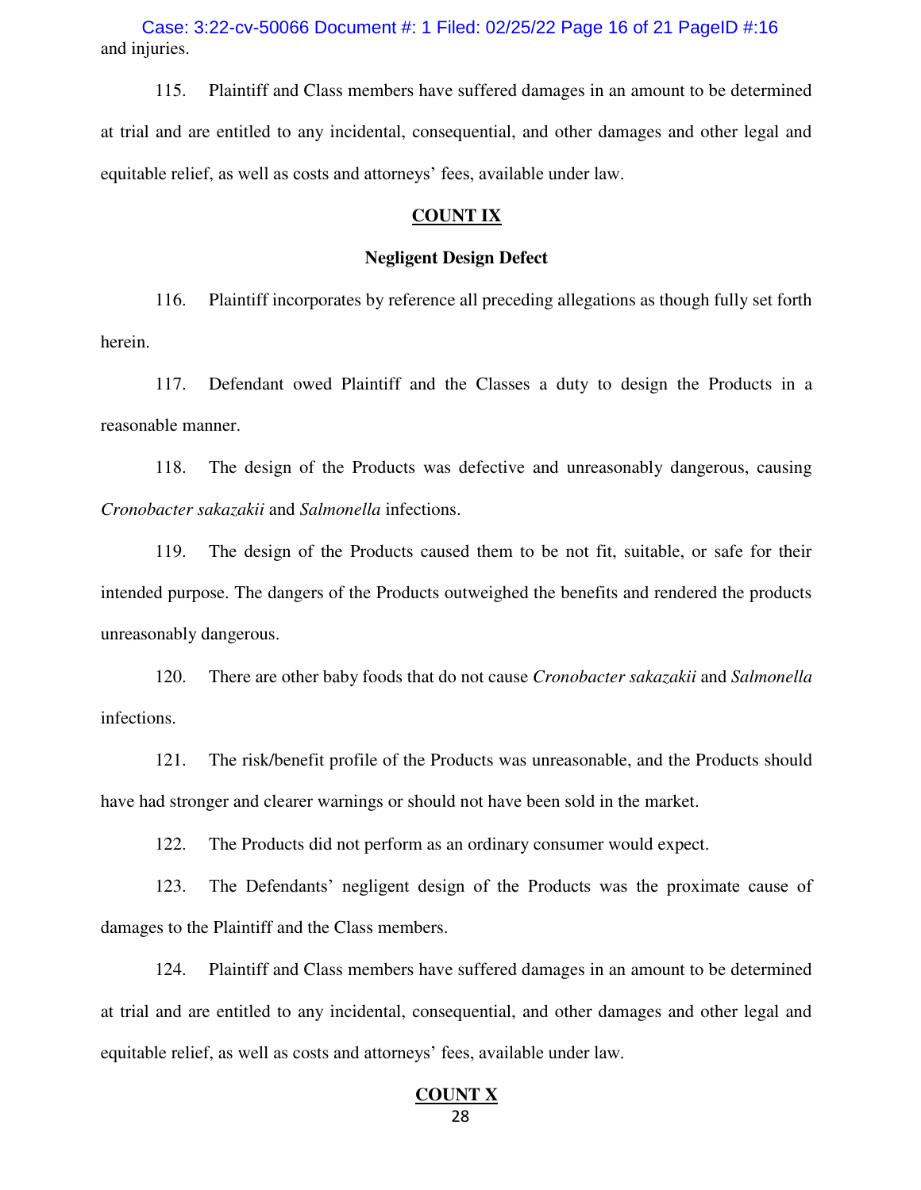and injuries.

115. Plaintiff and Class members have suffered damages in an amount to be determined at trial and are entitled to any incidental, consequential, and other damages and other legal and equitable relief, as well as costs and attorneys' fees, available under law.

## COUNT IX

### Negligent Design Defect

116. Plaintiff incorporates by reference all preceding allegations as though fully set forth herein.

117. Defendant owed Plaintiff and the Classes a duty to design the Products in a reasonable manner.

118. The design of the Products was defective and unreasonably dangerous, causing *Cronobacter sakazakii* and *Salmonella* infections.

119. The design of the Products caused them to be not fit, suitable, or safe for their intended purpose. The dangers of the Products outweighed the benefits and rendered the products unreasonably dangerous.

120. There are other baby foods that do not cause *Cronobacter sakazakii* and *Salmonella* infections.

121. The risk/benefit profile of the Products was unreasonable, and the Products should have had stronger and clearer warnings or should not have been sold in the market.

122. The Products did not perform as an ordinary consumer would expect.

123. The Defendants' negligent design of the Products was the proximate cause of damages to the Plaintiff and the Class members.

124. Plaintiff and Class members have suffered damages in an amount to be determined at trial and are entitled to any incidental, consequential, and other damages and other legal and equitable relief, as well as costs and attorneys' fees, available under law.

## COUNT X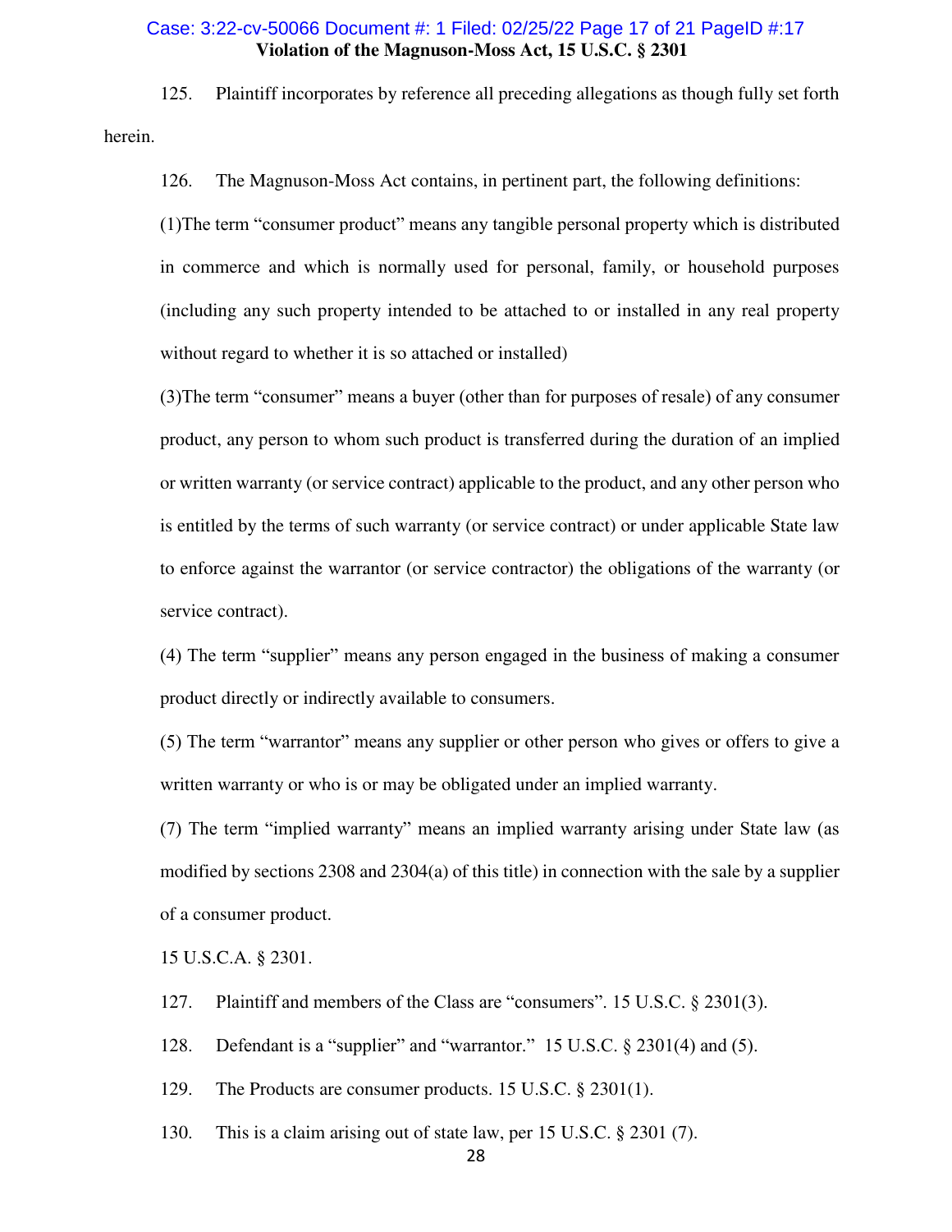**Violation of the Magnuson-Moss Act, 15 U.S.C. § 2301**

125. Plaintiff incorporates by reference all preceding allegations as though fully set forth herein.

126. The Magnuson-Moss Act contains, in pertinent part, the following definitions:

(1)The term "consumer product" means any tangible personal property which is distributed in commerce and which is normally used for personal, family, or household purposes (including any such property intended to be attached to or installed in any real property without regard to whether it is so attached or installed)

(3)The term "consumer" means a buyer (other than for purposes of resale) of any consumer product, any person to whom such product is transferred during the duration of an implied or written warranty (or service contract) applicable to the product, and any other person who is entitled by the terms of such warranty (or service contract) or under applicable State law to enforce against the warrantor (or service contractor) the obligations of the warranty (or service contract).

(4) The term "supplier" means any person engaged in the business of making a consumer product directly or indirectly available to consumers.

(5) The term "warrantor" means any supplier or other person who gives or offers to give a written warranty or who is or may be obligated under an implied warranty.

(7) The term "implied warranty" means an implied warranty arising under State law (as modified by sections 2308 and 2304(a) of this title) in connection with the sale by a supplier of a consumer product.

15 U.S.C.A. § 2301.

127. Plaintiff and members of the Class are "consumers". 15 U.S.C. § 2301(3).

128. Defendant is a "supplier" and "warrantor." 15 U.S.C. § 2301(4) and (5).

129. The Products are consumer products. 15 U.S.C. § 2301(1).

130. This is a claim arising out of state law, per 15 U.S.C. § 2301 (7).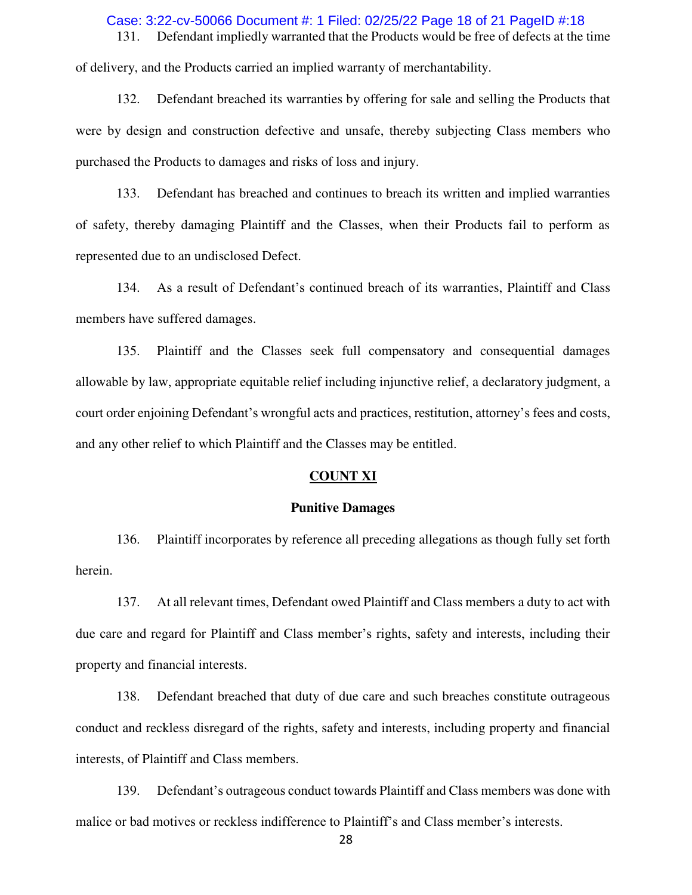131. Defendant impliedly warranted that the Products would be free of defects at the time of delivery, and the Products carried an implied warranty of merchantability.

132. Defendant breached its warranties by offering for sale and selling the Products that were by design and construction defective and unsafe, thereby subjecting Class members who purchased the Products to damages and risks of loss and injury.

133. Defendant has breached and continues to breach its written and implied warranties of safety, thereby damaging Plaintiff and the Classes, when their Products fail to perform as represented due to an undisclosed Defect.

134. As a result of Defendant's continued breach of its warranties, Plaintiff and Class members have suffered damages.

135. Plaintiff and the Classes seek full compensatory and consequential damages allowable by law, appropriate equitable relief including injunctive relief, a declaratory judgment, a court order enjoining Defendant's wrongful acts and practices, restitution, attorney's fees and costs, and any other relief to which Plaintiff and the Classes may be entitled.

## COUNT XI

### Punitive Damages

136. Plaintiff incorporates by reference all preceding allegations as though fully set forth herein.

137. At all relevant times, Defendant owed Plaintiff and Class members a duty to act with due care and regard for Plaintiff and Class member's rights, safety and interests, including their property and financial interests.

138. Defendant breached that duty of due care and such breaches constitute outrageous conduct and reckless disregard of the rights, safety and interests, including property and financial interests, of Plaintiff and Class members.

139. Defendant's outrageous conduct towards Plaintiff and Class members was done with malice or bad motives or reckless indifference to Plaintiff's and Class member's interests.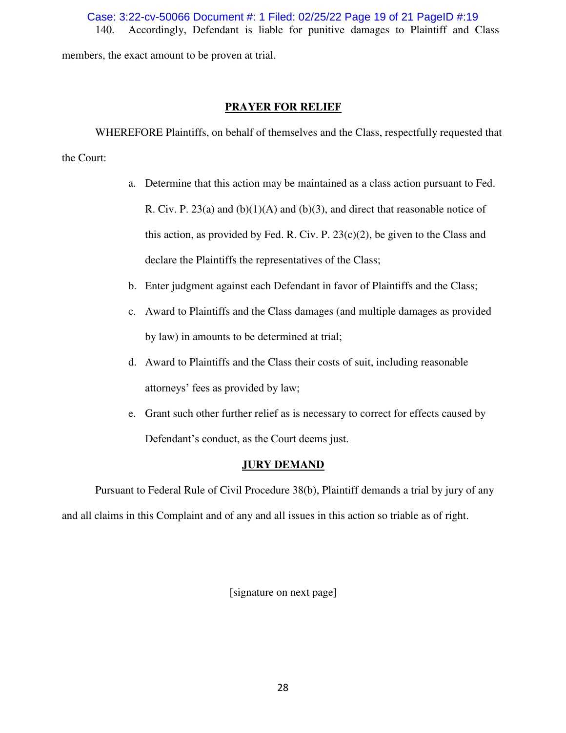140. Accordingly, Defendant is liable for punitive damages to Plaintiff and Class members, the exact amount to be proven at trial.

## PRAYER FOR RELIEF

WHEREFORE Plaintiffs, on behalf of themselves and the Class, respectfully requested that the Court:

a. Determine that this action may be maintained as a class action pursuant to Fed. R. Civ. P. 23(a) and (b)(1)(A) and (b)(3), and direct that reasonable notice of this action, as provided by Fed. R. Civ. P. 23(c)(2), be given to the Class and declare the Plaintiffs the representatives of the Class;

b. Enter judgment against each Defendant in favor of Plaintiffs and the Class;

c. Award to Plaintiffs and the Class damages (and multiple damages as provided by law) in amounts to be determined at trial;

d. Award to Plaintiffs and the Class their costs of suit, including reasonable attorneys' fees as provided by law;

e. Grant such other further relief as is necessary to correct for effects caused by Defendant's conduct, as the Court deems just.

## JURY DEMAND

Pursuant to Federal Rule of Civil Procedure 38(b), Plaintiff demands a trial by jury of any and all claims in this Complaint and of any and all issues in this action so triable as of right.

[signature on next page]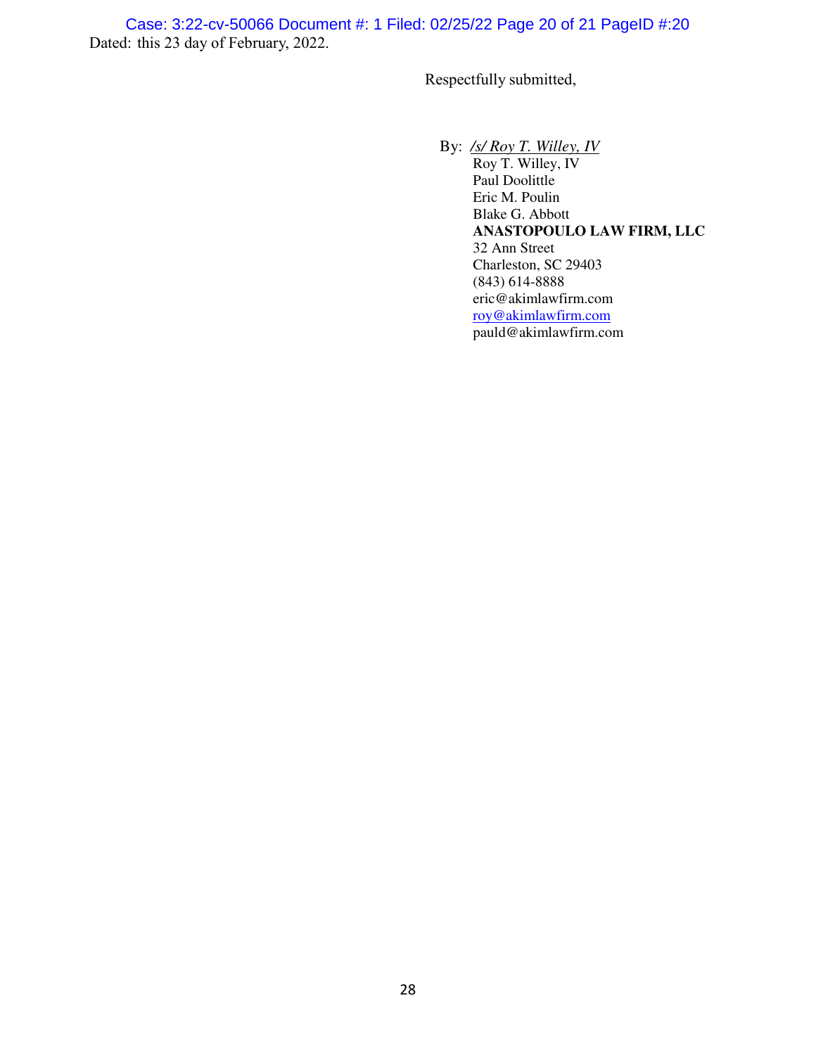Dated: this 23 day of February, 2022.

Respectfully submitted,

By: */s/ Roy T. Willey, IV*
Roy T. Willey, IV
Paul Doolittle
Eric M. Poulin
Blake G. Abbott
**ANASTOPOULO LAW FIRM, LLC**
32 Ann Street
Charleston, SC 29403
(843) 614-8888
eric@akimlawfirm.com
roy@akimlawfirm.com
pauld@akimlawfirm.com